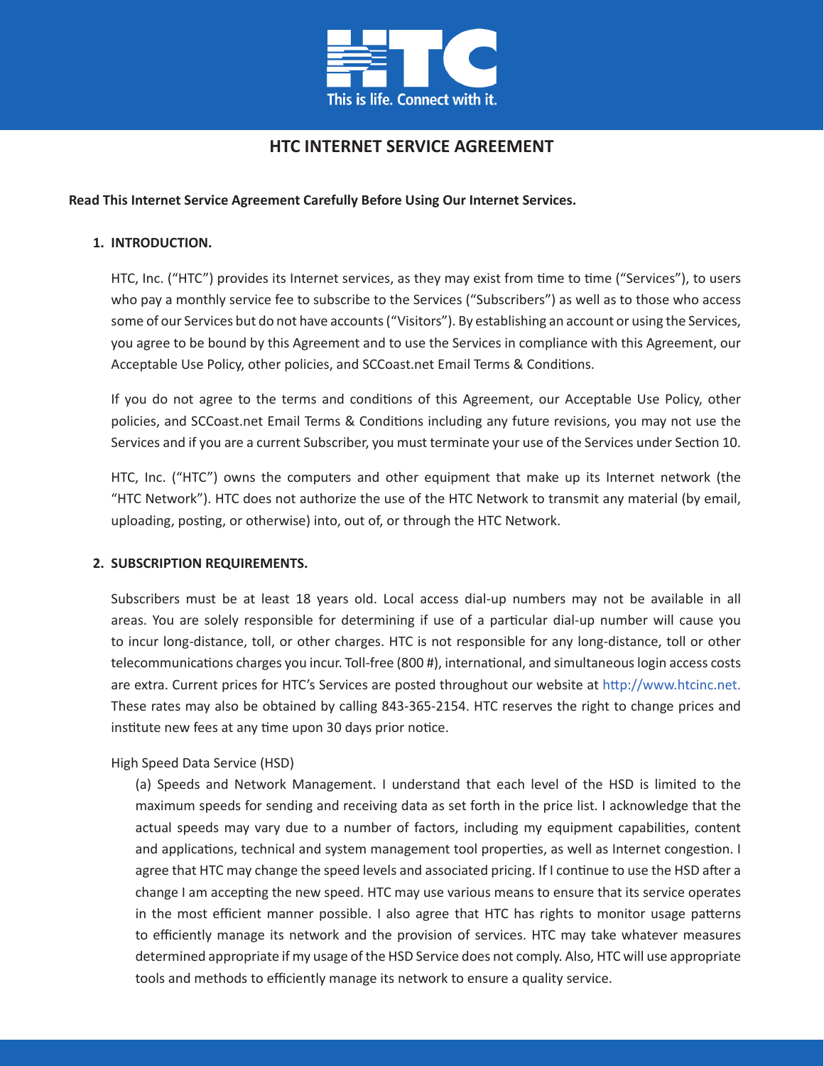# HTC INTERNET SERVICE AGREEMENT

**Read This Internet Service Agreement Carefully Before Using Our Internet Services.**

## 1. INTRODUCTION.

HTC, Inc. ("HTC") provides its Internet services, as they may exist from time to time ("Services"), to users who pay a monthly service fee to subscribe to the Services ("Subscribers") as well as to those who access some of our Services but do not have accounts ("Visitors"). By establishing an account or using the Services, you agree to be bound by this Agreement and to use the Services in compliance with this Agreement, our Acceptable Use Policy, other policies, and SCCoast.net Email Terms & Conditions.

If you do not agree to the terms and conditions of this Agreement, our Acceptable Use Policy, other policies, and SCCoast.net Email Terms & Conditions including any future revisions, you may not use the Services and if you are a current Subscriber, you must terminate your use of the Services under Section 10.

HTC, Inc. ("HTC") owns the computers and other equipment that make up its Internet network (the "HTC Network"). HTC does not authorize the use of the HTC Network to transmit any material (by email, uploading, posting, or otherwise) into, out of, or through the HTC Network.

## 2. SUBSCRIPTION REQUIREMENTS.

Subscribers must be at least 18 years old. Local access dial-up numbers may not be available in all areas. You are solely responsible for determining if use of a particular dial-up number will cause you to incur long-distance, toll, or other charges. HTC is not responsible for any long-distance, toll or other telecommunications charges you incur. Toll-free (800 #), international, and simultaneous login access costs are extra. Current prices for HTC's Services are posted throughout our website at http://www.htcinc.net. These rates may also be obtained by calling 843-365-2154. HTC reserves the right to change prices and institute new fees at any time upon 30 days prior notice.

High Speed Data Service (HSD)

(a) Speeds and Network Management. I understand that each level of the HSD is limited to the maximum speeds for sending and receiving data as set forth in the price list. I acknowledge that the actual speeds may vary due to a number of factors, including my equipment capabilities, content and applications, technical and system management tool properties, as well as Internet congestion. I agree that HTC may change the speed levels and associated pricing. If I continue to use the HSD after a change I am accepting the new speed. HTC may use various means to ensure that its service operates in the most efficient manner possible. I also agree that HTC has rights to monitor usage patterns to efficiently manage its network and the provision of services. HTC may take whatever measures determined appropriate if my usage of the HSD Service does not comply. Also, HTC will use appropriate tools and methods to efficiently manage its network to ensure a quality service.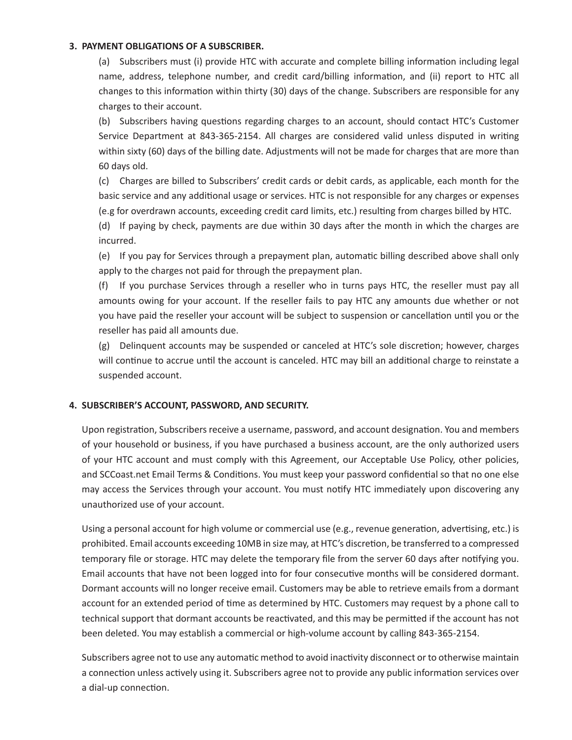### 3. PAYMENT OBLIGATIONS OF A SUBSCRIBER.

(a) Subscribers must (i) provide HTC with accurate and complete billing information including legal name, address, telephone number, and credit card/billing information, and (ii) report to HTC all changes to this information within thirty (30) days of the change. Subscribers are responsible for any charges to their account.

(b) Subscribers having questions regarding charges to an account, should contact HTC's Customer Service Department at 843-365-2154. All charges are considered valid unless disputed in writing within sixty (60) days of the billing date. Adjustments will not be made for charges that are more than 60 days old.

(c) Charges are billed to Subscribers' credit cards or debit cards, as applicable, each month for the basic service and any additional usage or services. HTC is not responsible for any charges or expenses (e.g for overdrawn accounts, exceeding credit card limits, etc.) resulting from charges billed by HTC.

(d) If paying by check, payments are due within 30 days after the month in which the charges are incurred.

(e) If you pay for Services through a prepayment plan, automatic billing described above shall only apply to the charges not paid for through the prepayment plan.

(f) If you purchase Services through a reseller who in turns pays HTC, the reseller must pay all amounts owing for your account. If the reseller fails to pay HTC any amounts due whether or not you have paid the reseller your account will be subject to suspension or cancellation until you or the reseller has paid all amounts due.

(g) Delinquent accounts may be suspended or canceled at HTC's sole discretion; however, charges will continue to accrue until the account is canceled. HTC may bill an additional charge to reinstate a suspended account.

### 4. SUBSCRIBER'S ACCOUNT, PASSWORD, AND SECURITY.

Upon registration, Subscribers receive a username, password, and account designation. You and members of your household or business, if you have purchased a business account, are the only authorized users of your HTC account and must comply with this Agreement, our Acceptable Use Policy, other policies, and SCCoast.net Email Terms & Conditions. You must keep your password confidential so that no one else may access the Services through your account. You must notify HTC immediately upon discovering any unauthorized use of your account.

Using a personal account for high volume or commercial use (e.g., revenue generation, advertising, etc.) is prohibited. Email accounts exceeding 10MB in size may, at HTC's discretion, be transferred to a compressed temporary file or storage. HTC may delete the temporary file from the server 60 days after notifying you. Email accounts that have not been logged into for four consecutive months will be considered dormant. Dormant accounts will no longer receive email. Customers may be able to retrieve emails from a dormant account for an extended period of time as determined by HTC. Customers may request by a phone call to technical support that dormant accounts be reactivated, and this may be permitted if the account has not been deleted. You may establish a commercial or high-volume account by calling 843-365-2154.

Subscribers agree not to use any automatic method to avoid inactivity disconnect or to otherwise maintain a connection unless actively using it. Subscribers agree not to provide any public information services over a dial-up connection.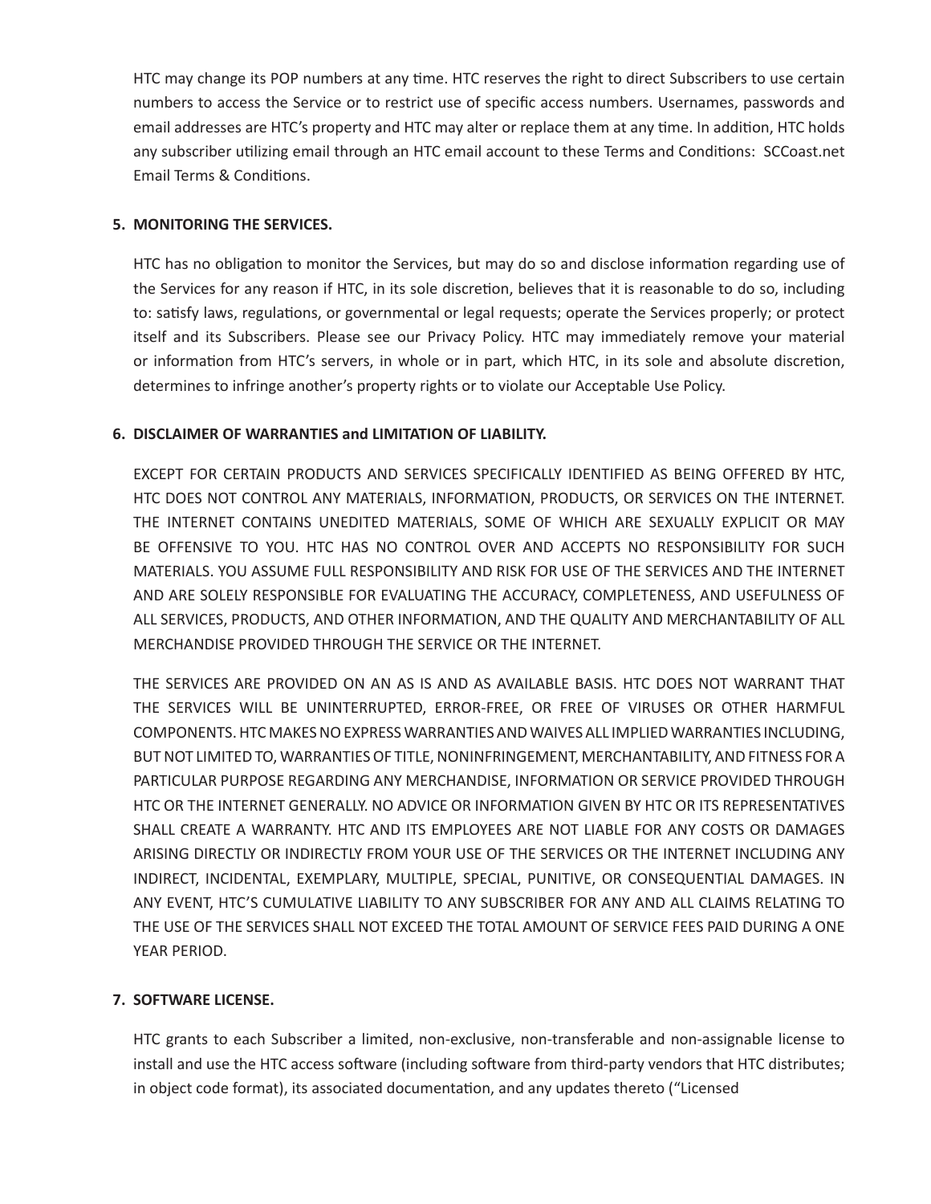HTC may change its POP numbers at any time. HTC reserves the right to direct Subscribers to use certain numbers to access the Service or to restrict use of specific access numbers. Usernames, passwords and email addresses are HTC's property and HTC may alter or replace them at any time. In addition, HTC holds any subscriber utilizing email through an HTC email account to these Terms and Conditions: SCCoast.net Email Terms & Conditions.

**5. MONITORING THE SERVICES.**

HTC has no obligation to monitor the Services, but may do so and disclose information regarding use of the Services for any reason if HTC, in its sole discretion, believes that it is reasonable to do so, including to: satisfy laws, regulations, or governmental or legal requests; operate the Services properly; or protect itself and its Subscribers. Please see our Privacy Policy. HTC may immediately remove your material or information from HTC's servers, in whole or in part, which HTC, in its sole and absolute discretion, determines to infringe another's property rights or to violate our Acceptable Use Policy.

**6. DISCLAIMER OF WARRANTIES and LIMITATION OF LIABILITY.**

EXCEPT FOR CERTAIN PRODUCTS AND SERVICES SPECIFICALLY IDENTIFIED AS BEING OFFERED BY HTC, HTC DOES NOT CONTROL ANY MATERIALS, INFORMATION, PRODUCTS, OR SERVICES ON THE INTERNET. THE INTERNET CONTAINS UNEDITED MATERIALS, SOME OF WHICH ARE SEXUALLY EXPLICIT OR MAY BE OFFENSIVE TO YOU. HTC HAS NO CONTROL OVER AND ACCEPTS NO RESPONSIBILITY FOR SUCH MATERIALS. YOU ASSUME FULL RESPONSIBILITY AND RISK FOR USE OF THE SERVICES AND THE INTERNET AND ARE SOLELY RESPONSIBLE FOR EVALUATING THE ACCURACY, COMPLETENESS, AND USEFULNESS OF ALL SERVICES, PRODUCTS, AND OTHER INFORMATION, AND THE QUALITY AND MERCHANTABILITY OF ALL MERCHANDISE PROVIDED THROUGH THE SERVICE OR THE INTERNET.

THE SERVICES ARE PROVIDED ON AN AS IS AND AS AVAILABLE BASIS. HTC DOES NOT WARRANT THAT THE SERVICES WILL BE UNINTERRUPTED, ERROR-FREE, OR FREE OF VIRUSES OR OTHER HARMFUL COMPONENTS. HTC MAKES NO EXPRESS WARRANTIES AND WAIVES ALL IMPLIED WARRANTIES INCLUDING, BUT NOT LIMITED TO, WARRANTIES OF TITLE, NONINFRINGEMENT, MERCHANTABILITY, AND FITNESS FOR A PARTICULAR PURPOSE REGARDING ANY MERCHANDISE, INFORMATION OR SERVICE PROVIDED THROUGH HTC OR THE INTERNET GENERALLY. NO ADVICE OR INFORMATION GIVEN BY HTC OR ITS REPRESENTATIVES SHALL CREATE A WARRANTY. HTC AND ITS EMPLOYEES ARE NOT LIABLE FOR ANY COSTS OR DAMAGES ARISING DIRECTLY OR INDIRECTLY FROM YOUR USE OF THE SERVICES OR THE INTERNET INCLUDING ANY INDIRECT, INCIDENTAL, EXEMPLARY, MULTIPLE, SPECIAL, PUNITIVE, OR CONSEQUENTIAL DAMAGES. IN ANY EVENT, HTC'S CUMULATIVE LIABILITY TO ANY SUBSCRIBER FOR ANY AND ALL CLAIMS RELATING TO THE USE OF THE SERVICES SHALL NOT EXCEED THE TOTAL AMOUNT OF SERVICE FEES PAID DURING A ONE YEAR PERIOD.

**7. SOFTWARE LICENSE.**

HTC grants to each Subscriber a limited, non-exclusive, non-transferable and non-assignable license to install and use the HTC access software (including software from third-party vendors that HTC distributes; in object code format), its associated documentation, and any updates thereto ("Licensed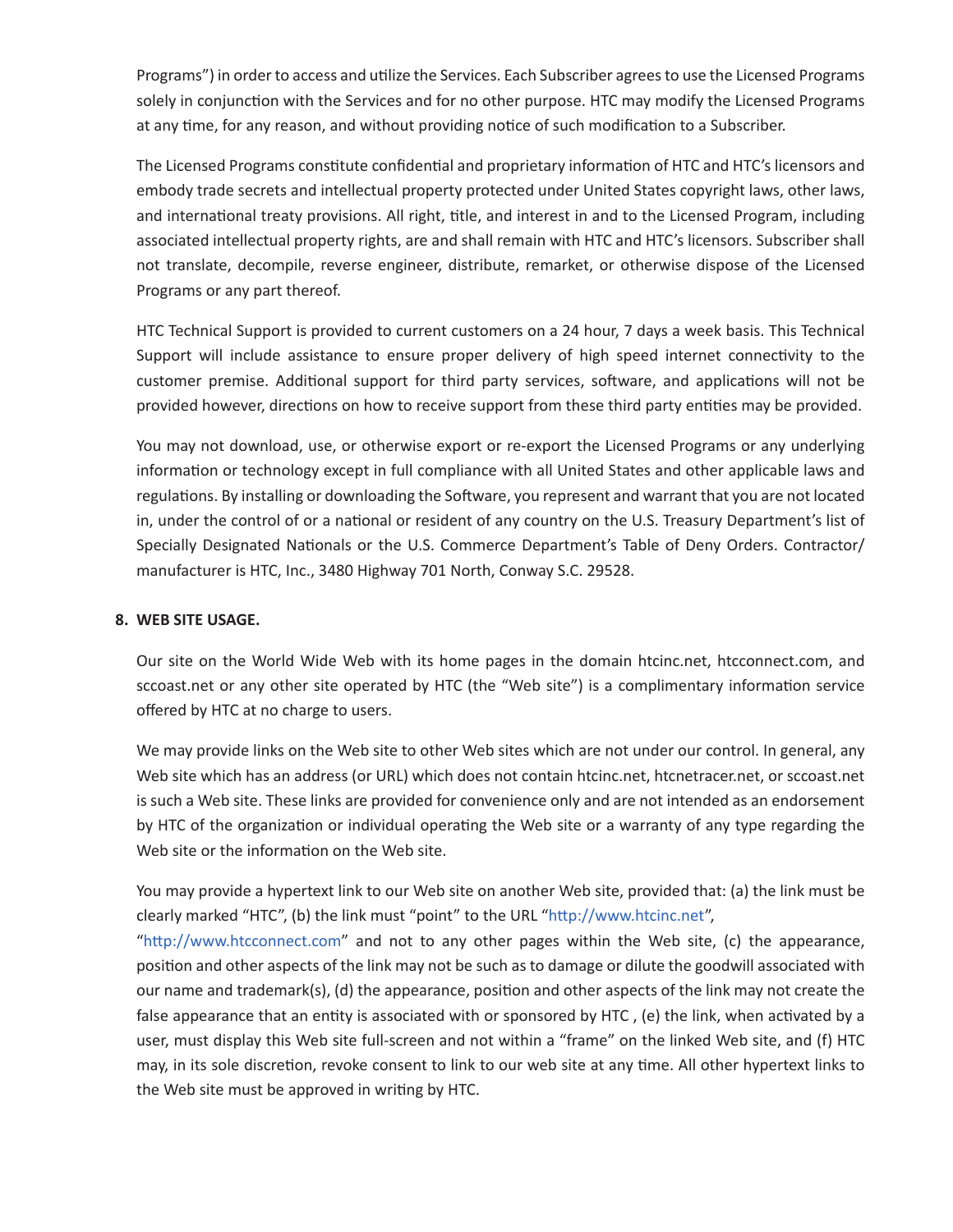Programs") in order to access and utilize the Services. Each Subscriber agrees to use the Licensed Programs solely in conjunction with the Services and for no other purpose. HTC may modify the Licensed Programs at any time, for any reason, and without providing notice of such modification to a Subscriber.

The Licensed Programs constitute confidential and proprietary information of HTC and HTC's licensors and embody trade secrets and intellectual property protected under United States copyright laws, other laws, and international treaty provisions. All right, title, and interest in and to the Licensed Program, including associated intellectual property rights, are and shall remain with HTC and HTC's licensors. Subscriber shall not translate, decompile, reverse engineer, distribute, remarket, or otherwise dispose of the Licensed Programs or any part thereof.

HTC Technical Support is provided to current customers on a 24 hour, 7 days a week basis. This Technical Support will include assistance to ensure proper delivery of high speed internet connectivity to the customer premise. Additional support for third party services, software, and applications will not be provided however, directions on how to receive support from these third party entities may be provided.

You may not download, use, or otherwise export or re-export the Licensed Programs or any underlying information or technology except in full compliance with all United States and other applicable laws and regulations. By installing or downloading the Software, you represent and warrant that you are not located in, under the control of or a national or resident of any country on the U.S. Treasury Department's list of Specially Designated Nationals or the U.S. Commerce Department's Table of Deny Orders. Contractor/manufacturer is HTC, Inc., 3480 Highway 701 North, Conway S.C. 29528.

**8. WEB SITE USAGE.**

Our site on the World Wide Web with its home pages in the domain htcinc.net, htcconnect.com, and sccoast.net or any other site operated by HTC (the "Web site") is a complimentary information service offered by HTC at no charge to users.

We may provide links on the Web site to other Web sites which are not under our control. In general, any Web site which has an address (or URL) which does not contain htcinc.net, htcnetracer.net, or sccoast.net is such a Web site. These links are provided for convenience only and are not intended as an endorsement by HTC of the organization or individual operating the Web site or a warranty of any type regarding the Web site or the information on the Web site.

You may provide a hypertext link to our Web site on another Web site, provided that: (a) the link must be clearly marked "HTC", (b) the link must "point" to the URL "http://www.htcinc.net", "http://www.htcconnect.com" and not to any other pages within the Web site, (c) the appearance, position and other aspects of the link may not be such as to damage or dilute the goodwill associated with our name and trademark(s), (d) the appearance, position and other aspects of the link may not create the false appearance that an entity is associated with or sponsored by HTC , (e) the link, when activated by a user, must display this Web site full-screen and not within a "frame" on the linked Web site, and (f) HTC may, in its sole discretion, revoke consent to link to our web site at any time. All other hypertext links to the Web site must be approved in writing by HTC.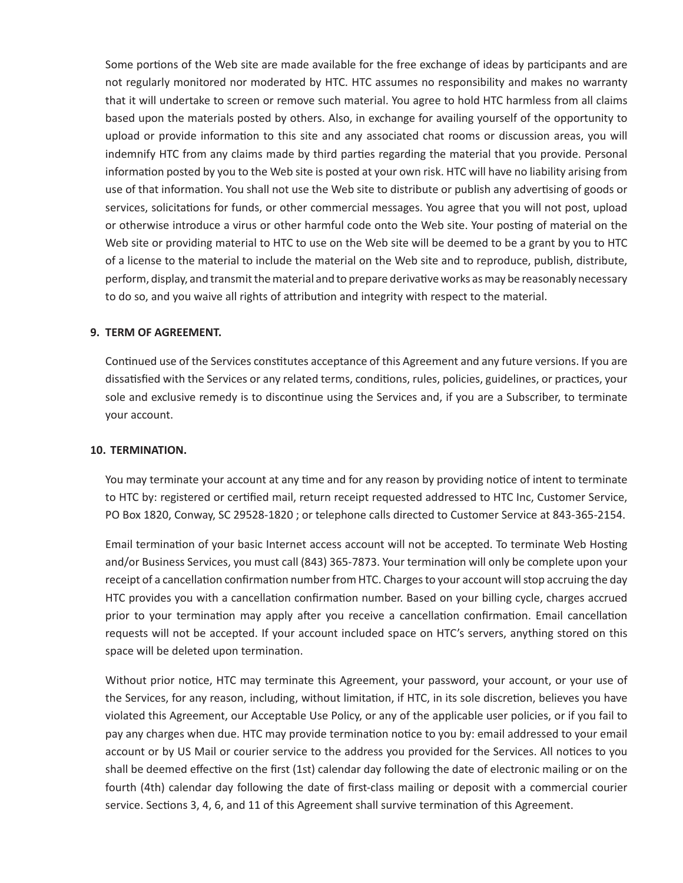Some portions of the Web site are made available for the free exchange of ideas by participants and are not regularly monitored nor moderated by HTC. HTC assumes no responsibility and makes no warranty that it will undertake to screen or remove such material. You agree to hold HTC harmless from all claims based upon the materials posted by others. Also, in exchange for availing yourself of the opportunity to upload or provide information to this site and any associated chat rooms or discussion areas, you will indemnify HTC from any claims made by third parties regarding the material that you provide. Personal information posted by you to the Web site is posted at your own risk. HTC will have no liability arising from use of that information. You shall not use the Web site to distribute or publish any advertising of goods or services, solicitations for funds, or other commercial messages. You agree that you will not post, upload or otherwise introduce a virus or other harmful code onto the Web site. Your posting of material on the Web site or providing material to HTC to use on the Web site will be deemed to be a grant by you to HTC of a license to the material to include the material on the Web site and to reproduce, publish, distribute, perform, display, and transmit the material and to prepare derivative works as may be reasonably necessary to do so, and you waive all rights of attribution and integrity with respect to the material.

**9. TERM OF AGREEMENT.**

Continued use of the Services constitutes acceptance of this Agreement and any future versions. If you are dissatisfied with the Services or any related terms, conditions, rules, policies, guidelines, or practices, your sole and exclusive remedy is to discontinue using the Services and, if you are a Subscriber, to terminate your account.

**10. TERMINATION.**

You may terminate your account at any time and for any reason by providing notice of intent to terminate to HTC by: registered or certified mail, return receipt requested addressed to HTC Inc, Customer Service, PO Box 1820, Conway, SC 29528-1820 ; or telephone calls directed to Customer Service at 843-365-2154.

Email termination of your basic Internet access account will not be accepted. To terminate Web Hosting and/or Business Services, you must call (843) 365-7873. Your termination will only be complete upon your receipt of a cancellation confirmation number from HTC. Charges to your account will stop accruing the day HTC provides you with a cancellation confirmation number. Based on your billing cycle, charges accrued prior to your termination may apply after you receive a cancellation confirmation. Email cancellation requests will not be accepted. If your account included space on HTC's servers, anything stored on this space will be deleted upon termination.

Without prior notice, HTC may terminate this Agreement, your password, your account, or your use of the Services, for any reason, including, without limitation, if HTC, in its sole discretion, believes you have violated this Agreement, our Acceptable Use Policy, or any of the applicable user policies, or if you fail to pay any charges when due. HTC may provide termination notice to you by: email addressed to your email account or by US Mail or courier service to the address you provided for the Services. All notices to you shall be deemed effective on the first (1st) calendar day following the date of electronic mailing or on the fourth (4th) calendar day following the date of first-class mailing or deposit with a commercial courier service. Sections 3, 4, 6, and 11 of this Agreement shall survive termination of this Agreement.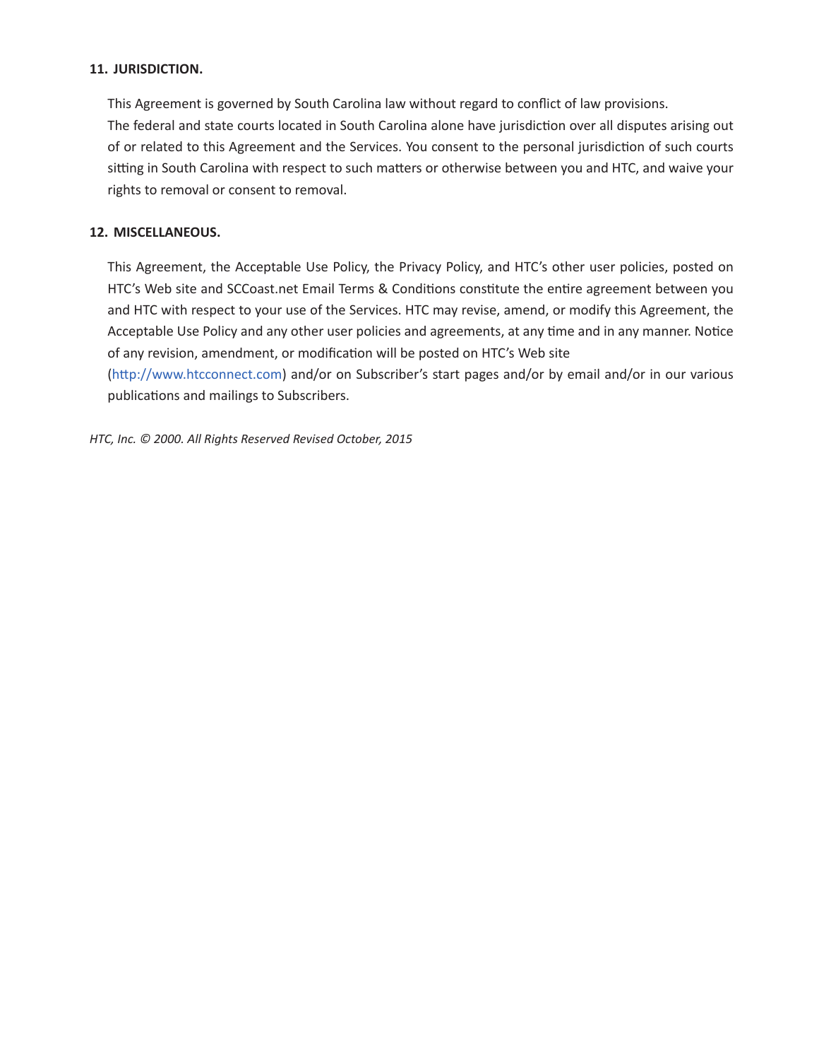**11. JURISDICTION.**

This Agreement is governed by South Carolina law without regard to conflict of law provisions. The federal and state courts located in South Carolina alone have jurisdiction over all disputes arising out of or related to this Agreement and the Services. You consent to the personal jurisdiction of such courts sitting in South Carolina with respect to such matters or otherwise between you and HTC, and waive your rights to removal or consent to removal.

**12. MISCELLANEOUS.**

This Agreement, the Acceptable Use Policy, the Privacy Policy, and HTC's other user policies, posted on HTC's Web site and SCCoast.net Email Terms & Conditions constitute the entire agreement between you and HTC with respect to your use of the Services. HTC may revise, amend, or modify this Agreement, the Acceptable Use Policy and any other user policies and agreements, at any time and in any manner. Notice of any revision, amendment, or modification will be posted on HTC's Web site (http://www.htcconnect.com) and/or on Subscriber's start pages and/or by email and/or in our various publications and mailings to Subscribers.

*HTC, Inc. © 2000. All Rights Reserved Revised October, 2015*